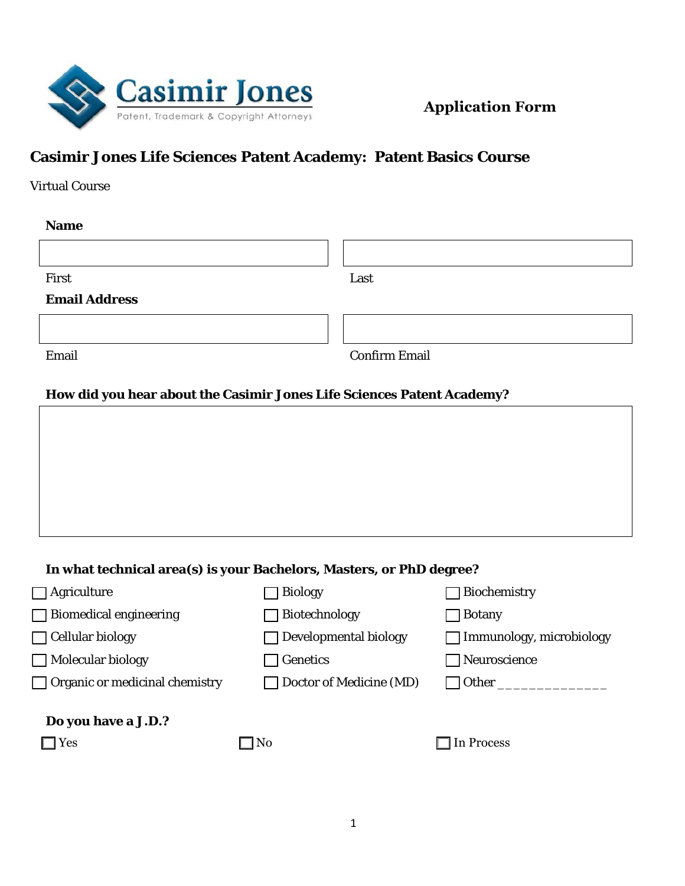Casimir Jones

Patent, Trademark & Copyright Attorneys

**Application Form**

## Casimir Jones Life Sciences Patent Academy: Patent Basics Course

Virtual Course

**Name**

First | Last

**Email Address**

Email | Confirm Email

**How did you hear about the Casimir Jones Life Sciences Patent Academy?**

**In what technical area(s) is your Bachelors, Masters, or PhD degree?**

- ☐ Agriculture
- ☐ Biology
- ☐ Biochemistry
- ☐ Biomedical engineering
- ☐ Biotechnology
- ☐ Botany
- ☐ Cellular biology
- ☐ Developmental biology
- ☐ Immunology, microbiology
- ☐ Molecular biology
- ☐ Genetics
- ☐ Neuroscience
- ☐ Organic or medicinal chemistry
- ☐ Doctor of Medicine (MD)
- ☐ Other ______________

**Do you have a J.D.?**

- ☐ Yes
- ☐ No
- ☐ In Process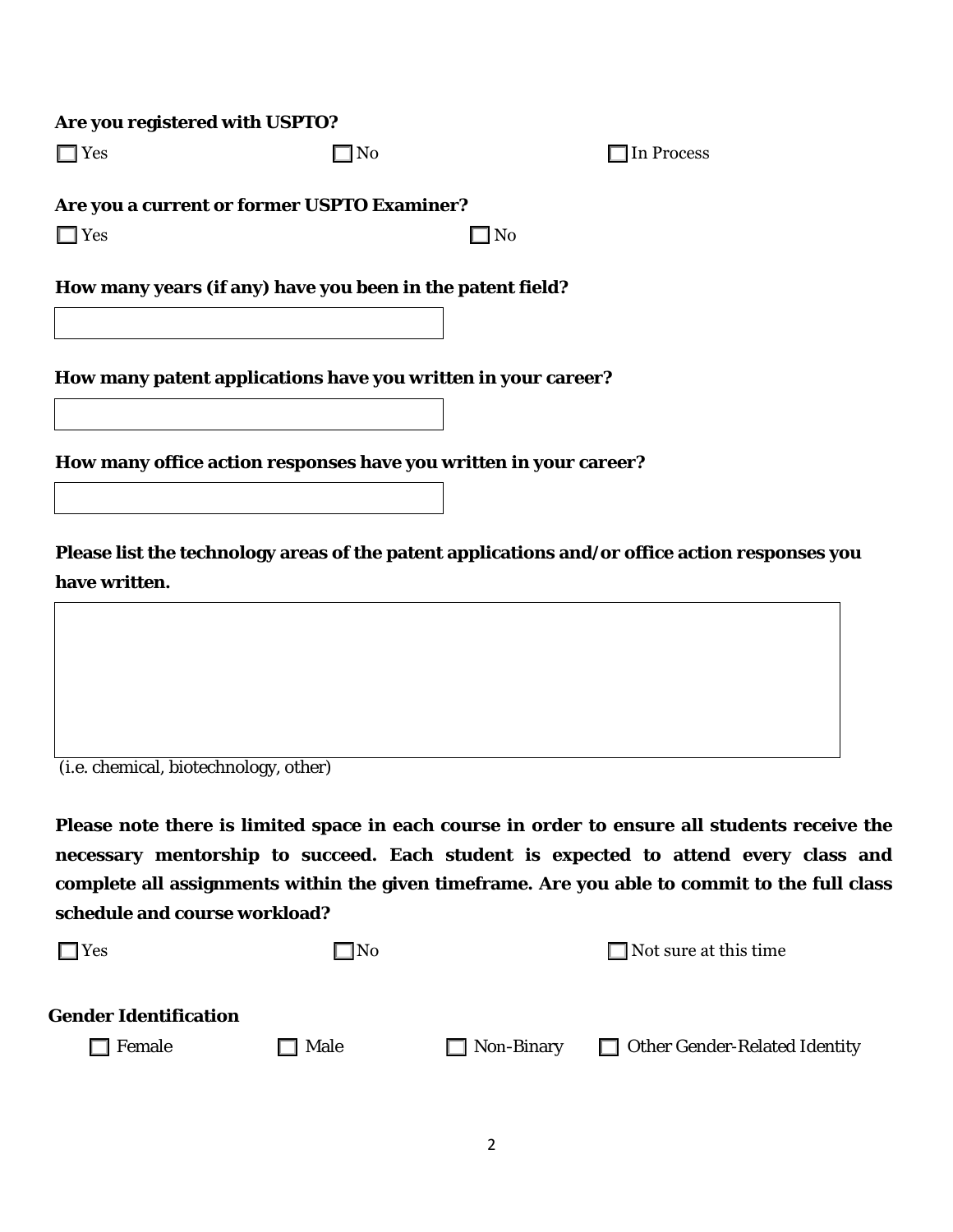**Are you registered with USPTO?**

☐ Yes ☐ No ☐ In Process

**Are you a current or former USPTO Examiner?**

☐ Yes ☐ No

**How many years (if any) have you been in the patent field?**

**How many patent applications have you written in your career?**

**How many office action responses have you written in your career?**

**Please list the technology areas of the patent applications and/or office action responses you have written.**

(i.e. chemical, biotechnology, other)

**Please note there is limited space in each course in order to ensure all students receive the necessary mentorship to succeed. Each student is expected to attend every class and complete all assignments within the given timeframe. Are you able to commit to the full class schedule and course workload?**

☐ Yes ☐ No ☐ Not sure at this time

**Gender Identification**

☐ Female ☐ Male ☐ Non-Binary ☐ Other Gender-Related Identity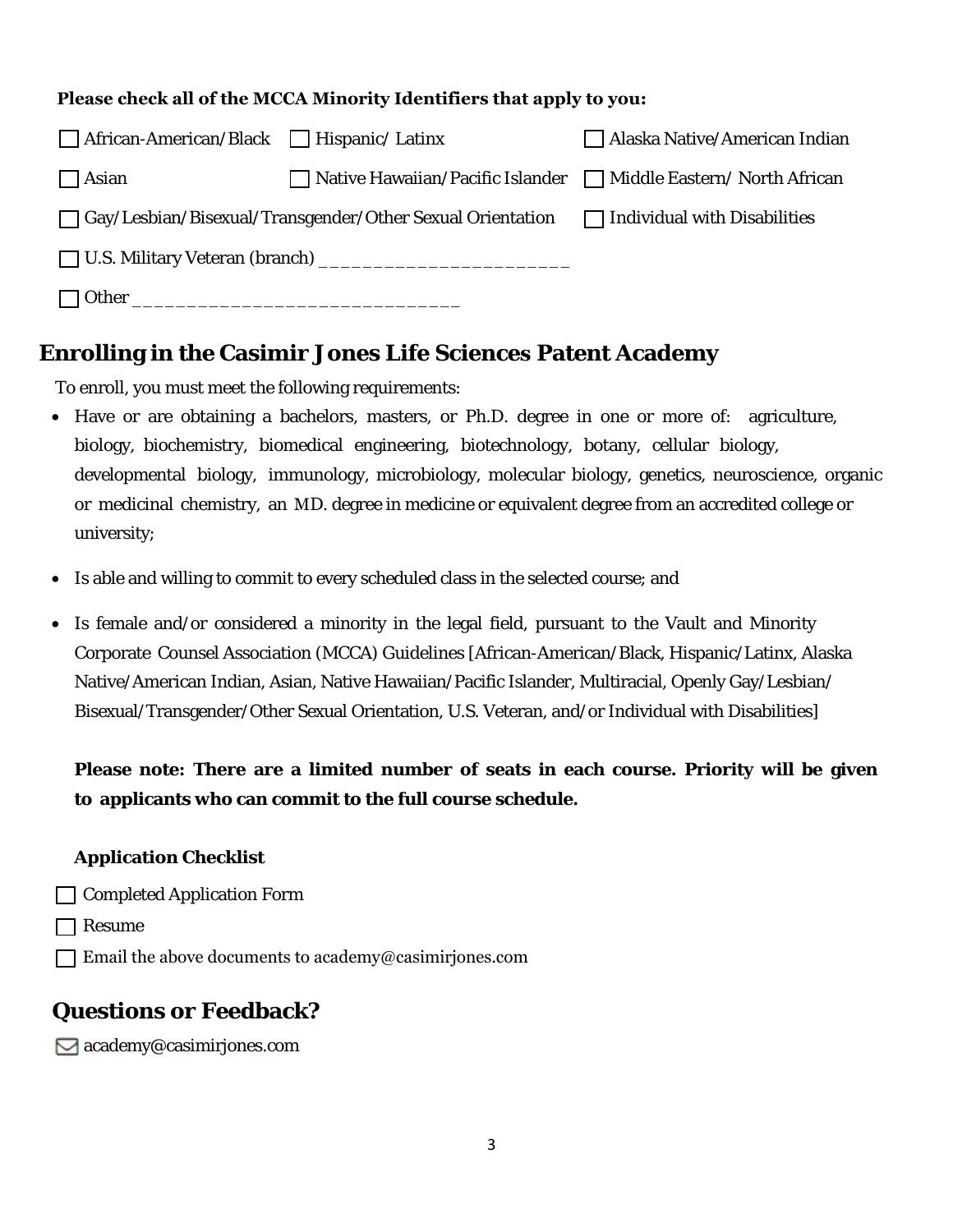**Please check all of the MCCA Minority Identifiers that apply to you:**

- ☐ African-American/Black
- ☐ Hispanic/ Latinx
- ☐ Alaska Native/American Indian
- ☐ Asian
- ☐ Native Hawaiian/Pacific Islander
- ☐ Middle Eastern/ North African
- ☐ Gay/Lesbian/Bisexual/Transgender/Other Sexual Orientation
- ☐ Individual with Disabilities
- ☐ U.S. Military Veteran (branch) _______________________
- ☐ Other ______________________________

## Enrolling in the Casimir Jones Life Sciences Patent Academy

To enroll, you must meet the following requirements:

- Have or are obtaining a bachelors, masters, or Ph.D. degree in one or more of: agriculture, biology, biochemistry, biomedical engineering, biotechnology, botany, cellular biology, developmental biology, immunology, microbiology, molecular biology, genetics, neuroscience, organic or medicinal chemistry, an MD. degree in medicine or equivalent degree from an accredited college or university;
- Is able and willing to commit to every scheduled class in the selected course; and
- Is female and/or considered a minority in the legal field, pursuant to the Vault and Minority Corporate Counsel Association (MCCA) Guidelines [African-American/Black, Hispanic/Latinx, Alaska Native/American Indian, Asian, Native Hawaiian/Pacific Islander, Multiracial, Openly Gay/Lesbian/ Bisexual/Transgender/Other Sexual Orientation, U.S. Veteran, and/or Individual with Disabilities]

**Please note: There are a limited number of seats in each course. Priority will be given to applicants who can commit to the full course schedule.**

**Application Checklist**

- ☐ Completed Application Form
- ☐ Resume
- ☐ Email the above documents to academy@casimirjones.com

## Questions or Feedback?

academy@casimirjones.com